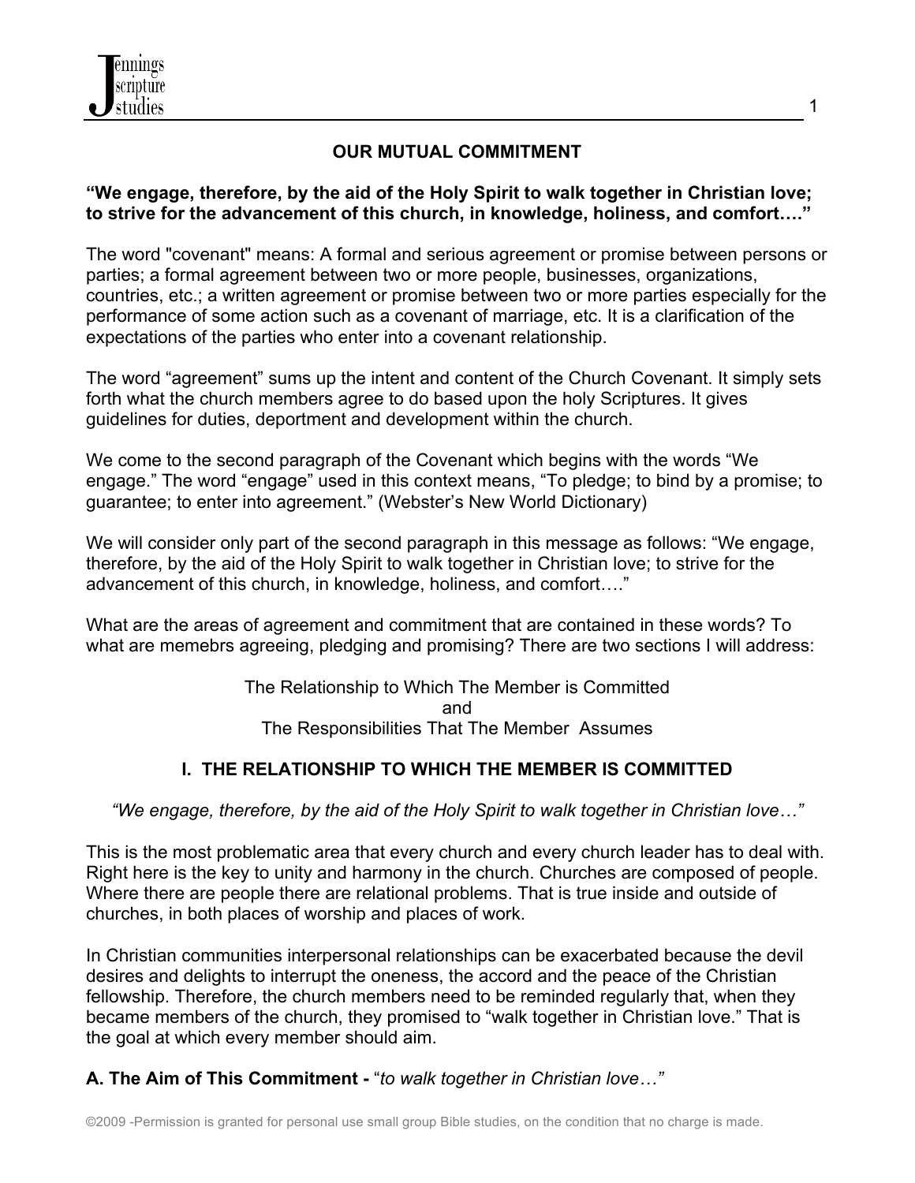## OUR MUTUAL COMMITMENT

**"We engage, therefore, by the aid of the Holy Spirit to walk together in Christian love; to strive for the advancement of this church, in knowledge, holiness, and comfort…."**

The word "covenant" means: A formal and serious agreement or promise between persons or parties; a formal agreement between two or more people, businesses, organizations, countries, etc.; a written agreement or promise between two or more parties especially for the performance of some action such as a covenant of marriage, etc. It is a clarification of the expectations of the parties who enter into a covenant relationship.

The word "agreement" sums up the intent and content of the Church Covenant. It simply sets forth what the church members agree to do based upon the holy Scriptures. It gives guidelines for duties, deportment and development within the church.

We come to the second paragraph of the Covenant which begins with the words "We engage." The word "engage" used in this context means, "To pledge; to bind by a promise; to guarantee; to enter into agreement." (Webster's New World Dictionary)

We will consider only part of the second paragraph in this message as follows: "We engage, therefore, by the aid of the Holy Spirit to walk together in Christian love; to strive for the advancement of this church, in knowledge, holiness, and comfort…."

What are the areas of agreement and commitment that are contained in these words? To what are memebrs agreeing, pledging and promising? There are two sections I will address:

The Relationship to Which The Member is Committed
and
The Responsibilities That The Member Assumes

### I. THE RELATIONSHIP TO WHICH THE MEMBER IS COMMITTED

*"We engage, therefore, by the aid of the Holy Spirit to walk together in Christian love…"*

This is the most problematic area that every church and every church leader has to deal with. Right here is the key to unity and harmony in the church. Churches are composed of people. Where there are people there are relational problems. That is true inside and outside of churches, in both places of worship and places of work.

In Christian communities interpersonal relationships can be exacerbated because the devil desires and delights to interrupt the oneness, the accord and the peace of the Christian fellowship. Therefore, the church members need to be reminded regularly that, when they became members of the church, they promised to "walk together in Christian love." That is the goal at which every member should aim.

**A. The Aim of This Commitment -** "*to walk together in Christian love…"*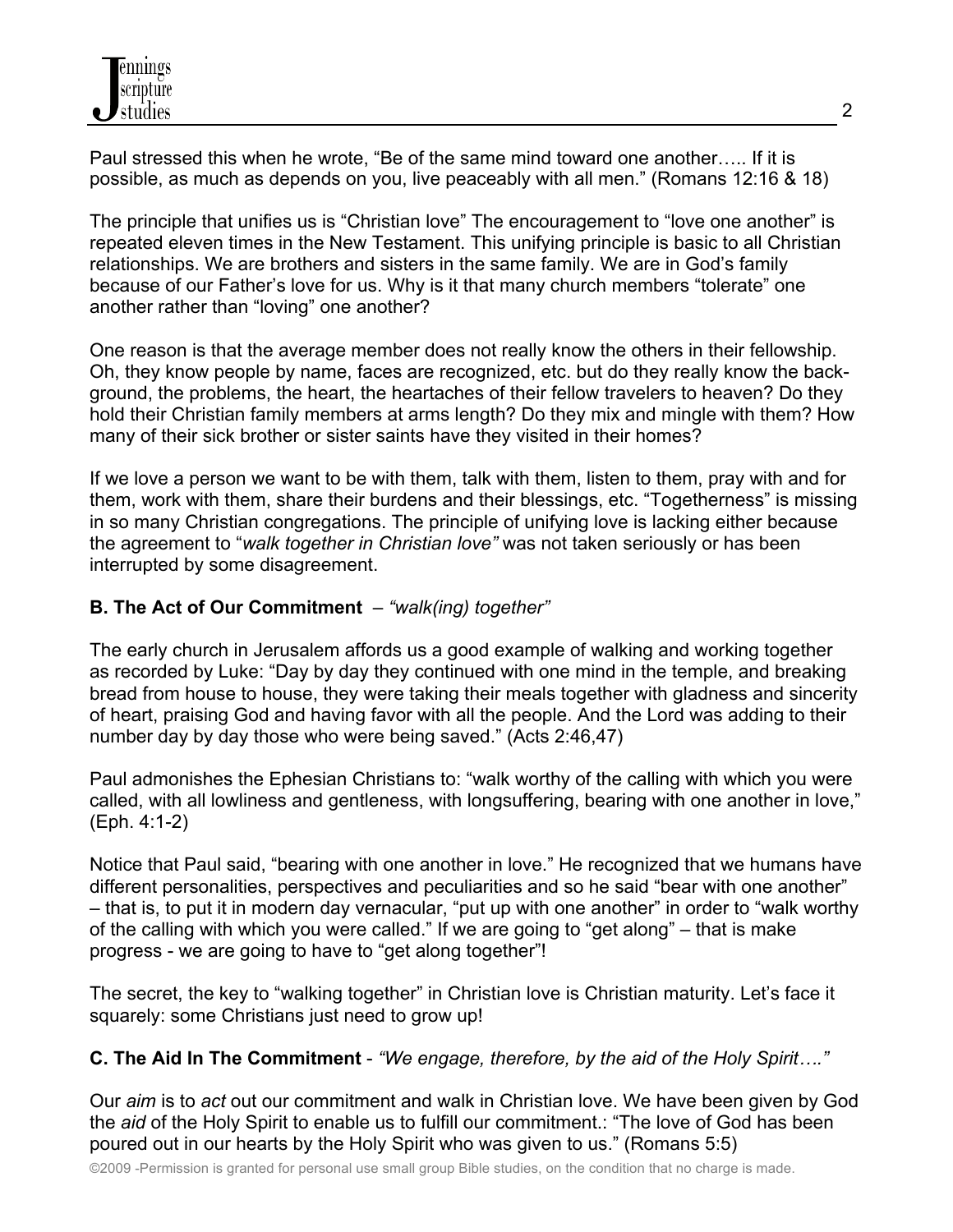Paul stressed this when he wrote, "Be of the same mind toward one another….. If it is possible, as much as depends on you, live peaceably with all men." (Romans 12:16 & 18)

The principle that unifies us is "Christian love" The encouragement to "love one another" is repeated eleven times in the New Testament. This unifying principle is basic to all Christian relationships. We are brothers and sisters in the same family. We are in God's family because of our Father's love for us. Why is it that many church members "tolerate" one another rather than "loving" one another?

One reason is that the average member does not really know the others in their fellowship. Oh, they know people by name, faces are recognized, etc. but do they really know the back-ground, the problems, the heart, the heartaches of their fellow travelers to heaven? Do they hold their Christian family members at arms length? Do they mix and mingle with them? How many of their sick brother or sister saints have they visited in their homes?

If we love a person we want to be with them, talk with them, listen to them, pray with and for them, work with them, share their burdens and their blessings, etc. "Togetherness" is missing in so many Christian congregations. The principle of unifying love is lacking either because the agreement to "*walk together in Christian love"* was not taken seriously or has been interrupted by some disagreement.

**B. The Act of Our Commitment** – *"walk(ing) together"*

The early church in Jerusalem affords us a good example of walking and working together as recorded by Luke: "Day by day they continued with one mind in the temple, and breaking bread from house to house, they were taking their meals together with gladness and sincerity of heart, praising God and having favor with all the people. And the Lord was adding to their number day by day those who were being saved." (Acts 2:46,47)

Paul admonishes the Ephesian Christians to: "walk worthy of the calling with which you were called, with all lowliness and gentleness, with longsuffering, bearing with one another in love," (Eph. 4:1-2)

Notice that Paul said, "bearing with one another in love." He recognized that we humans have different personalities, perspectives and peculiarities and so he said "bear with one another" – that is, to put it in modern day vernacular, "put up with one another" in order to "walk worthy of the calling with which you were called." If we are going to "get along" – that is make progress - we are going to have to "get along together"!

The secret, the key to "walking together" in Christian love is Christian maturity. Let's face it squarely: some Christians just need to grow up!

**C. The Aid In The Commitment** - *"We engage, therefore, by the aid of the Holy Spirit…."*

Our *aim* is to *act* out our commitment and walk in Christian love. We have been given by God the *aid* of the Holy Spirit to enable us to fulfill our commitment.: "The love of God has been poured out in our hearts by the Holy Spirit who was given to us." (Romans 5:5)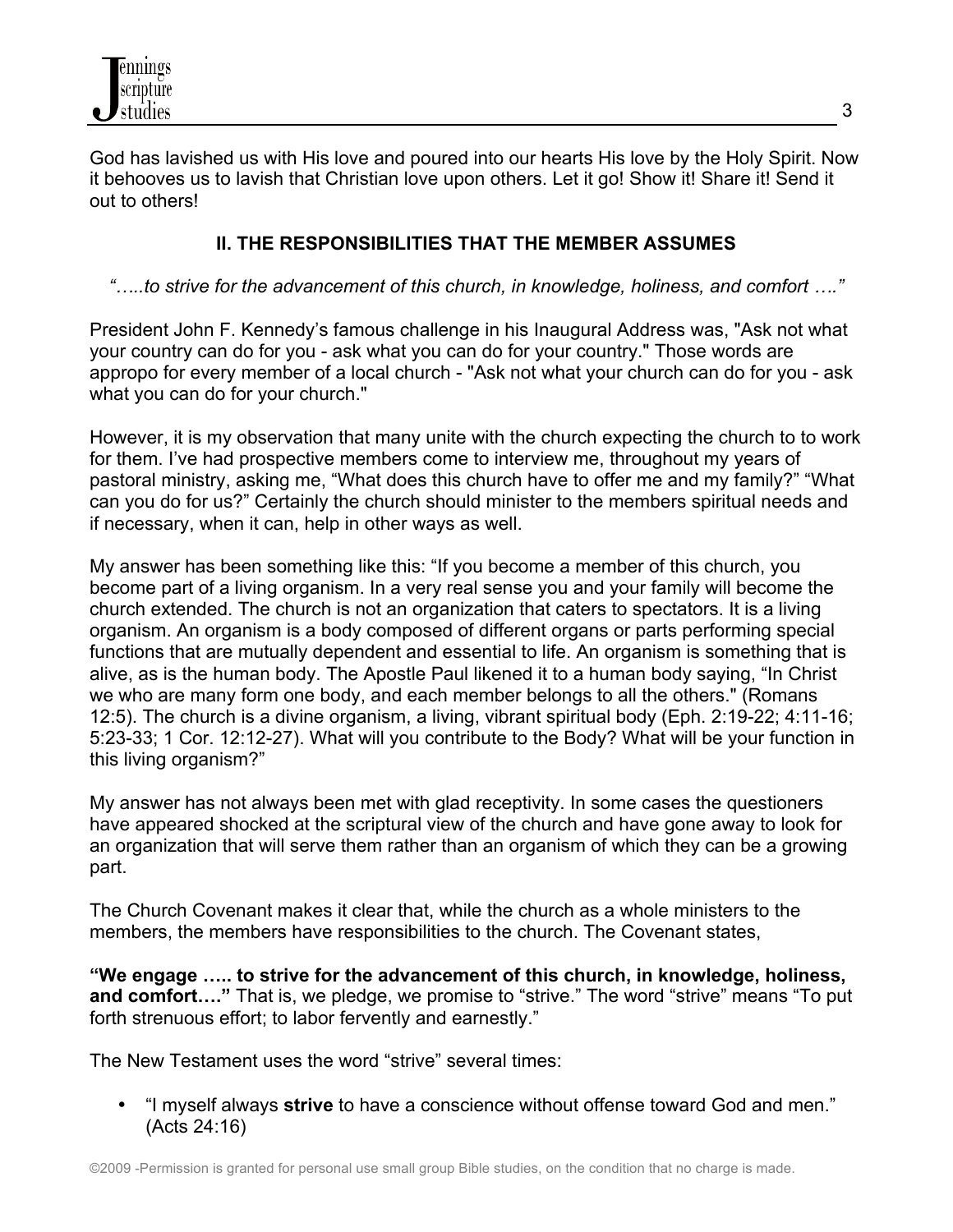God has lavished us with His love and poured into our hearts His love by the Holy Spirit. Now it behooves us to lavish that Christian love upon others. Let it go! Show it! Share it! Send it out to others!

## II. THE RESPONSIBILITIES THAT THE MEMBER ASSUMES

*"…..to strive for the advancement of this church, in knowledge, holiness, and comfort …."*

President John F. Kennedy's famous challenge in his Inaugural Address was, "Ask not what your country can do for you - ask what you can do for your country." Those words are appropo for every member of a local church - "Ask not what your church can do for you - ask what you can do for your church."

However, it is my observation that many unite with the church expecting the church to to work for them. I've had prospective members come to interview me, throughout my years of pastoral ministry, asking me, "What does this church have to offer me and my family?" "What can you do for us?" Certainly the church should minister to the members spiritual needs and if necessary, when it can, help in other ways as well.

My answer has been something like this: "If you become a member of this church, you become part of a living organism. In a very real sense you and your family will become the church extended. The church is not an organization that caters to spectators. It is a living organism. An organism is a body composed of different organs or parts performing special functions that are mutually dependent and essential to life. An organism is something that is alive, as is the human body. The Apostle Paul likened it to a human body saying, "In Christ we who are many form one body, and each member belongs to all the others." (Romans 12:5). The church is a divine organism, a living, vibrant spiritual body (Eph. 2:19-22; 4:11-16; 5:23-33; 1 Cor. 12:12-27). What will you contribute to the Body? What will be your function in this living organism?"

My answer has not always been met with glad receptivity. In some cases the questioners have appeared shocked at the scriptural view of the church and have gone away to look for an organization that will serve them rather than an organism of which they can be a growing part.

The Church Covenant makes it clear that, while the church as a whole ministers to the members, the members have responsibilities to the church. The Covenant states,

**"We engage ….. to strive for the advancement of this church, in knowledge, holiness, and comfort…."** That is, we pledge, we promise to "strive." The word "strive" means "To put forth strenuous effort; to labor fervently and earnestly."

The New Testament uses the word "strive" several times:

- "I myself always **strive** to have a conscience without offense toward God and men." (Acts 24:16)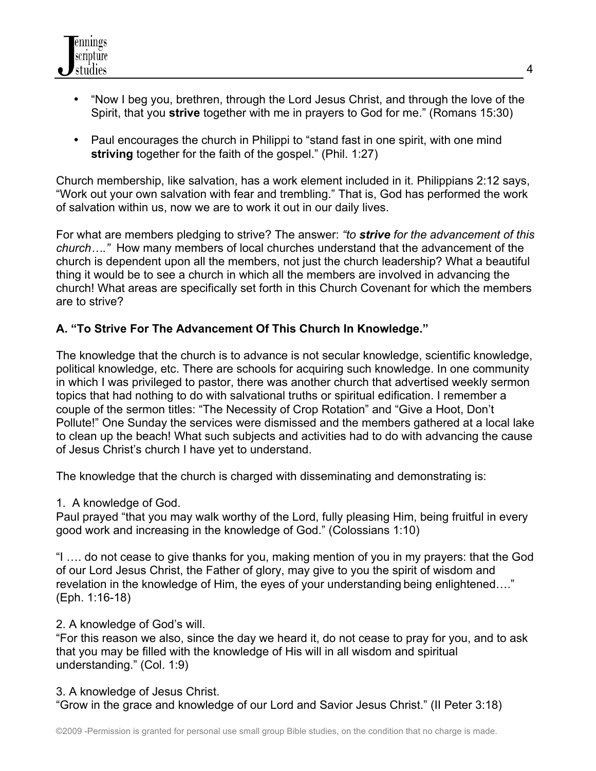- "Now I beg you, brethren, through the Lord Jesus Christ, and through the love of the Spirit, that you **strive** together with me in prayers to God for me." (Romans 15:30)

- Paul encourages the church in Philippi to "stand fast in one spirit, with one mind **striving** together for the faith of the gospel." (Phil. 1:27)

Church membership, like salvation, has a work element included in it. Philippians 2:12 says, "Work out your own salvation with fear and trembling." That is, God has performed the work of salvation within us, now we are to work it out in our daily lives.

For what are members pledging to strive? The answer: *"to **strive** for the advancement of this church…."* How many members of local churches understand that the advancement of the church is dependent upon all the members, not just the church leadership? What a beautiful thing it would be to see a church in which all the members are involved in advancing the church! What areas are specifically set forth in this Church Covenant for which the members are to strive?

**A. "To Strive For The Advancement Of This Church In Knowledge."**

The knowledge that the church is to advance is not secular knowledge, scientific knowledge, political knowledge, etc. There are schools for acquiring such knowledge. In one community in which I was privileged to pastor, there was another church that advertised weekly sermon topics that had nothing to do with salvational truths or spiritual edification. I remember a couple of the sermon titles: "The Necessity of Crop Rotation" and "Give a Hoot, Don't Pollute!" One Sunday the services were dismissed and the members gathered at a local lake to clean up the beach! What such subjects and activities had to do with advancing the cause of Jesus Christ's church I have yet to understand.

The knowledge that the church is charged with disseminating and demonstrating is:

1. A knowledge of God.
Paul prayed "that you may walk worthy of the Lord, fully pleasing Him, being fruitful in every good work and increasing in the knowledge of God." (Colossians 1:10)

"I …. do not cease to give thanks for you, making mention of you in my prayers: that the God of our Lord Jesus Christ, the Father of glory, may give to you the spirit of wisdom and revelation in the knowledge of Him, the eyes of your understanding being enlightened…." (Eph. 1:16-18)

2. A knowledge of God's will.
"For this reason we also, since the day we heard it, do not cease to pray for you, and to ask that you may be filled with the knowledge of His will in all wisdom and spiritual understanding." (Col. 1:9)

3. A knowledge of Jesus Christ.
"Grow in the grace and knowledge of our Lord and Savior Jesus Christ." (II Peter 3:18)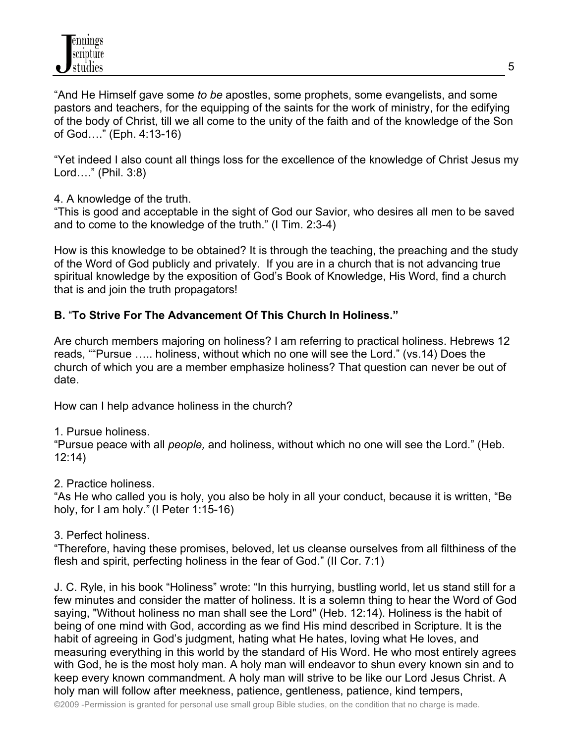"And He Himself gave some *to be* apostles, some prophets, some evangelists, and some pastors and teachers, for the equipping of the saints for the work of ministry, for the edifying of the body of Christ, till we all come to the unity of the faith and of the knowledge of the Son of God…." (Eph. 4:13-16)

"Yet indeed I also count all things loss for the excellence of the knowledge of Christ Jesus my Lord…." (Phil. 3:8)

4. A knowledge of the truth.
"This is good and acceptable in the sight of God our Savior, who desires all men to be saved and to come to the knowledge of the truth." (I Tim. 2:3-4)

How is this knowledge to be obtained? It is through the teaching, the preaching and the study of the Word of God publicly and privately. If you are in a church that is not advancing true spiritual knowledge by the exposition of God's Book of Knowledge, His Word, find a church that is and join the truth propagators!

**B.** "**To Strive For The Advancement Of This Church In Holiness."**

Are church members majoring on holiness? I am referring to practical holiness. Hebrews 12 reads, ""Pursue ….. holiness, without which no one will see the Lord." (vs.14) Does the church of which you are a member emphasize holiness? That question can never be out of date.

How can I help advance holiness in the church?

1. Pursue holiness.
"Pursue peace with all *people,* and holiness, without which no one will see the Lord." (Heb. 12:14)

2. Practice holiness.
"As He who called you is holy, you also be holy in all your conduct, because it is written, "Be holy, for I am holy." (I Peter 1:15-16)

3. Perfect holiness.
"Therefore, having these promises, beloved, let us cleanse ourselves from all filthiness of the flesh and spirit, perfecting holiness in the fear of God." (II Cor. 7:1)

J. C. Ryle, in his book "Holiness" wrote: "In this hurrying, bustling world, let us stand still for a few minutes and consider the matter of holiness. It is a solemn thing to hear the Word of God saying, "Without holiness no man shall see the Lord" (Heb. 12:14). Holiness is the habit of being of one mind with God, according as we find His mind described in Scripture. It is the habit of agreeing in God's judgment, hating what He hates, loving what He loves, and measuring everything in this world by the standard of His Word. He who most entirely agrees with God, he is the most holy man. A holy man will endeavor to shun every known sin and to keep every known commandment. A holy man will strive to be like our Lord Jesus Christ. A holy man will follow after meekness, patience, gentleness, patience, kind tempers,

©2009 -Permission is granted for personal use small group Bible studies, on the condition that no charge is made.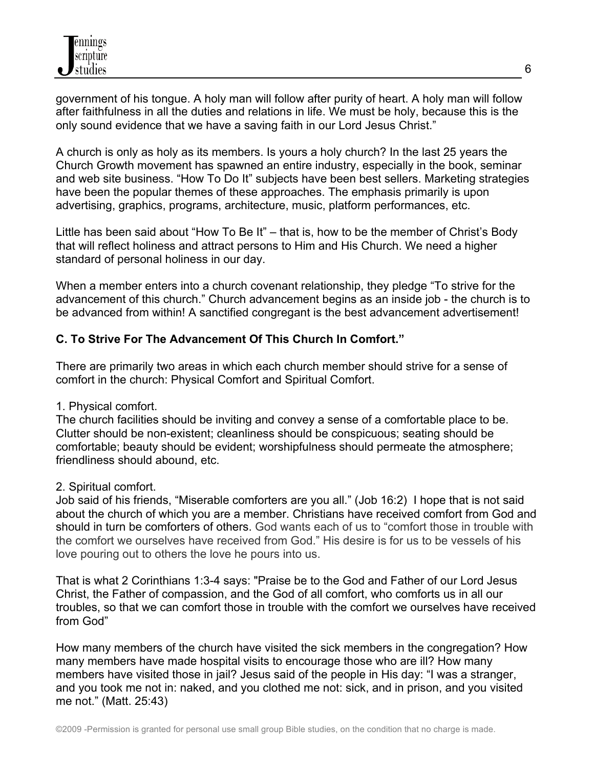government of his tongue. A holy man will follow after purity of heart. A holy man will follow after faithfulness in all the duties and relations in life. We must be holy, because this is the only sound evidence that we have a saving faith in our Lord Jesus Christ."

A church is only as holy as its members. Is yours a holy church? In the last 25 years the Church Growth movement has spawned an entire industry, especially in the book, seminar and web site business. "How To Do It" subjects have been best sellers. Marketing strategies have been the popular themes of these approaches. The emphasis primarily is upon advertising, graphics, programs, architecture, music, platform performances, etc.

Little has been said about "How To Be It" – that is, how to be the member of Christ's Body that will reflect holiness and attract persons to Him and His Church. We need a higher standard of personal holiness in our day.

When a member enters into a church covenant relationship, they pledge "To strive for the advancement of this church." Church advancement begins as an inside job - the church is to be advanced from within! A sanctified congregant is the best advancement advertisement!

**C. To Strive For The Advancement Of This Church In Comfort."**

There are primarily two areas in which each church member should strive for a sense of comfort in the church: Physical Comfort and Spiritual Comfort.

1. Physical comfort.
The church facilities should be inviting and convey a sense of a comfortable place to be. Clutter should be non-existent; cleanliness should be conspicuous; seating should be comfortable; beauty should be evident; worshipfulness should permeate the atmosphere; friendliness should abound, etc.

2. Spiritual comfort.
Job said of his friends, "Miserable comforters are you all." (Job 16:2) I hope that is not said about the church of which you are a member. Christians have received comfort from God and should in turn be comforters of others. God wants each of us to "comfort those in trouble with the comfort we ourselves have received from God." His desire is for us to be vessels of his love pouring out to others the love he pours into us.

That is what 2 Corinthians 1:3-4 says: "Praise be to the God and Father of our Lord Jesus Christ, the Father of compassion, and the God of all comfort, who comforts us in all our troubles, so that we can comfort those in trouble with the comfort we ourselves have received from God"

How many members of the church have visited the sick members in the congregation? How many members have made hospital visits to encourage those who are ill? How many members have visited those in jail? Jesus said of the people in His day: "I was a stranger, and you took me not in: naked, and you clothed me not: sick, and in prison, and you visited me not." (Matt. 25:43)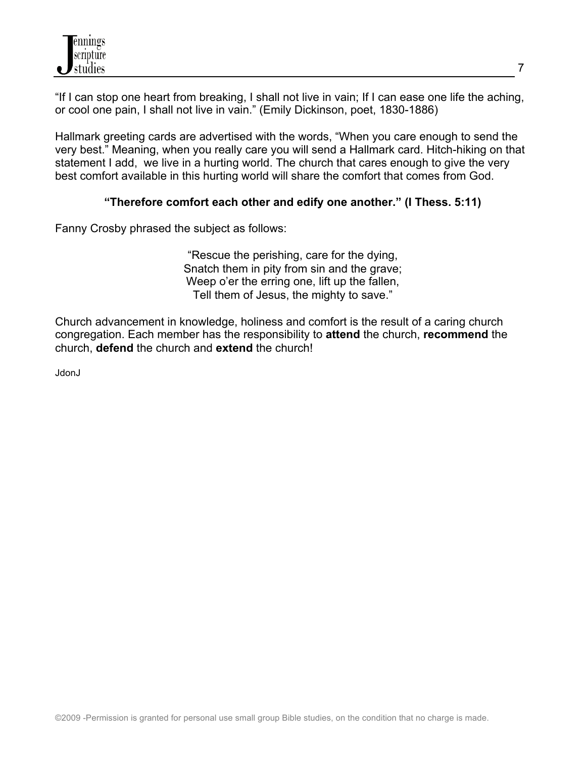"If I can stop one heart from breaking, I shall not live in vain; If I can ease one life the aching, or cool one pain, I shall not live in vain." (Emily Dickinson, poet, 1830-1886)

Hallmark greeting cards are advertised with the words, "When you care enough to send the very best." Meaning, when you really care you will send a Hallmark card. Hitch-hiking on that statement I add, we live in a hurting world. The church that cares enough to give the very best comfort available in this hurting world will share the comfort that comes from God.

**"Therefore comfort each other and edify one another." (I Thess. 5:11)**

Fanny Crosby phrased the subject as follows:

"Rescue the perishing, care for the dying,
Snatch them in pity from sin and the grave;
Weep o'er the erring one, lift up the fallen,
Tell them of Jesus, the mighty to save."

Church advancement in knowledge, holiness and comfort is the result of a caring church congregation. Each member has the responsibility to **attend** the church, **recommend** the church, **defend** the church and **extend** the church!

JdonJ